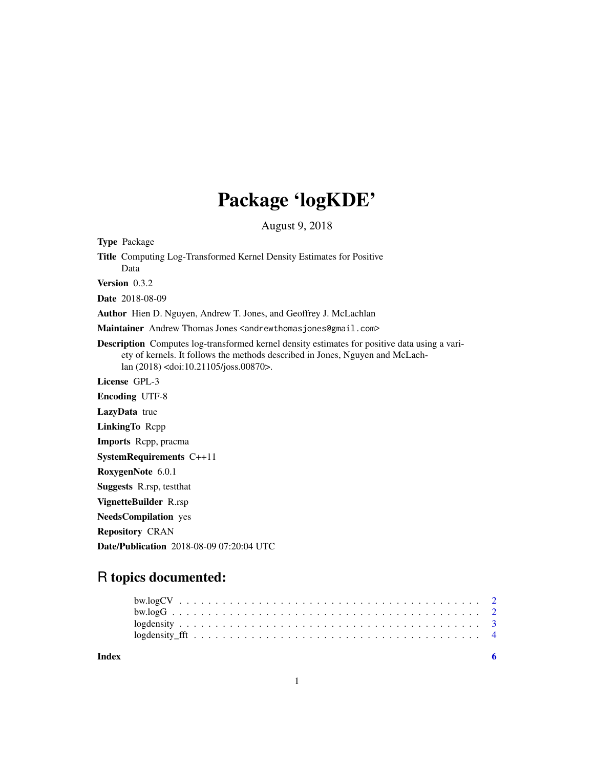# Package 'logKDE'

August 9, 2018

**Type** Package

**Title** Computing Log-Transformed Kernel Density Estimates for Positive Data

**Version** 0.3.2

**Date** 2018-08-09

**Author** Hien D. Nguyen, Andrew T. Jones, and Geoffrey J. McLachlan

**Maintainer** Andrew Thomas Jones <andrewthomasjones@gmail.com>

**Description** Computes log-transformed kernel density estimates for positive data using a variety of kernels. It follows the methods described in Jones, Nguyen and McLachlan (2018) <doi:10.21105/joss.00870>.

**License** GPL-3

**Encoding** UTF-8

**LazyData** true

**LinkingTo** Rcpp

**Imports** Rcpp, pracma

**SystemRequirements** C++11

**RoxygenNote** 6.0.1

**Suggests** R.rsp, testthat

**VignetteBuilder** R.rsp

**NeedsCompilation** yes

**Repository** CRAN

**Date/Publication** 2018-08-09 07:20:04 UTC

## R topics documented:

- bw.logCV . . . . . . . . . . . . . . . . . . . . . . . . . . . . . . . . . . . . . . . . 2
- bw.logG . . . . . . . . . . . . . . . . . . . . . . . . . . . . . . . . . . . . . . . . 2
- logdensity . . . . . . . . . . . . . . . . . . . . . . . . . . . . . . . . . . . . . . . 3
- logdensity_fft . . . . . . . . . . . . . . . . . . . . . . . . . . . . . . . . . . . . . 4

**Index** 6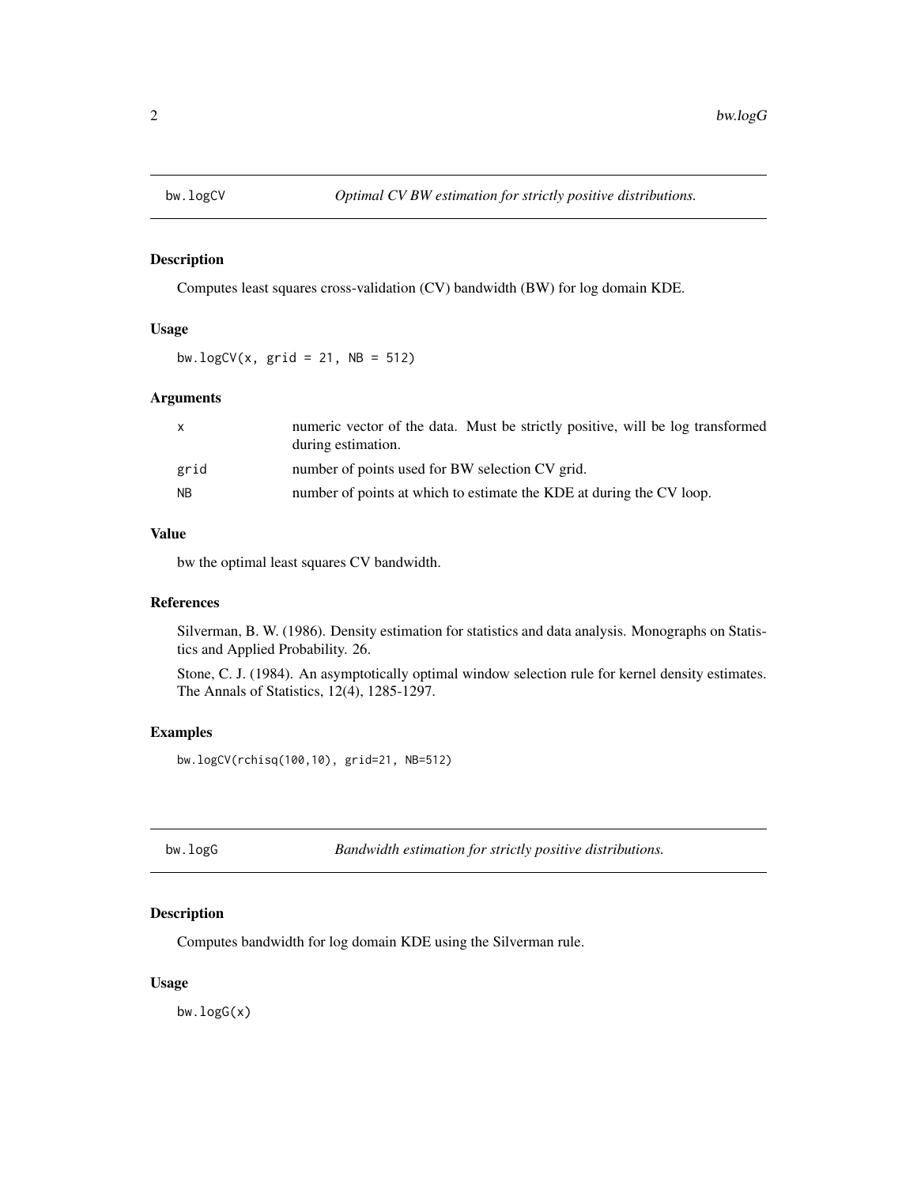## bw.logCV *Optimal CV BW estimation for strictly positive distributions.*

### Description

Computes least squares cross-validation (CV) bandwidth (BW) for log domain KDE.

### Usage

```
bw.logCV(x, grid = 21, NB = 512)
```

### Arguments

| | |
|---|---|
| x | numeric vector of the data. Must be strictly positive, will be log transformed during estimation. |
| grid | number of points used for BW selection CV grid. |
| NB | number of points at which to estimate the KDE at during the CV loop. |

### Value

bw the optimal least squares CV bandwidth.

### References

Silverman, B. W. (1986). Density estimation for statistics and data analysis. Monographs on Statistics and Applied Probability. 26.

Stone, C. J. (1984). An asymptotically optimal window selection rule for kernel density estimates. The Annals of Statistics, 12(4), 1285-1297.

### Examples

```
bw.logCV(rchisq(100,10), grid=21, NB=512)
```

## bw.logG *Bandwidth estimation for strictly positive distributions.*

### Description

Computes bandwidth for log domain KDE using the Silverman rule.

### Usage

```
bw.logG(x)
```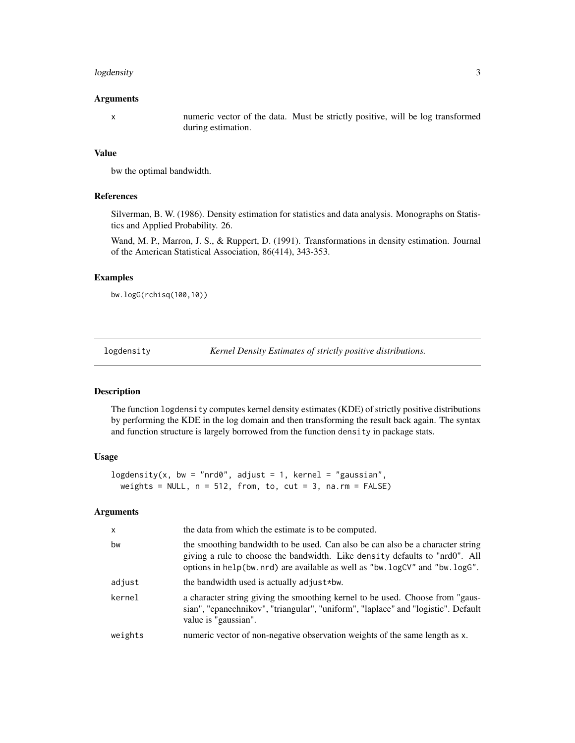### Arguments

| | |
|---|---|
| x | numeric vector of the data. Must be strictly positive, will be log transformed during estimation. |

### Value

bw the optimal bandwidth.

### References

Silverman, B. W. (1986). Density estimation for statistics and data analysis. Monographs on Statistics and Applied Probability. 26.

Wand, M. P., Marron, J. S., & Ruppert, D. (1991). Transformations in density estimation. Journal of the American Statistical Association, 86(414), 343-353.

### Examples

```
bw.logG(rchisq(100,10))
```

---

## logdensity — *Kernel Density Estimates of strictly positive distributions.*

### Description

The function `logdensity` computes kernel density estimates (KDE) of strictly positive distributions by performing the KDE in the log domain and then transforming the result back again. The syntax and function structure is largely borrowed from the function `density` in package stats.

### Usage

```
logdensity(x, bw = "nrd0", adjust = 1, kernel = "gaussian",
  weights = NULL, n = 512, from, to, cut = 3, na.rm = FALSE)
```

### Arguments

| | |
|---|---|
| x | the data from which the estimate is to be computed. |
| bw | the smoothing bandwidth to be used. Can also be can also be a character string giving a rule to choose the bandwidth. Like `density` defaults to "nrd0". All options in `help(bw.nrd)` are available as well as "`bw.logCV`" and "`bw.logG`". |
| adjust | the bandwidth used is actually `adjust*bw`. |
| kernel | a character string giving the smoothing kernel to be used. Choose from "gaussian", "epanechnikov", "triangular", "uniform", "laplace" and "logistic". Default value is "gaussian". |
| weights | numeric vector of non-negative observation weights of the same length as `x`. |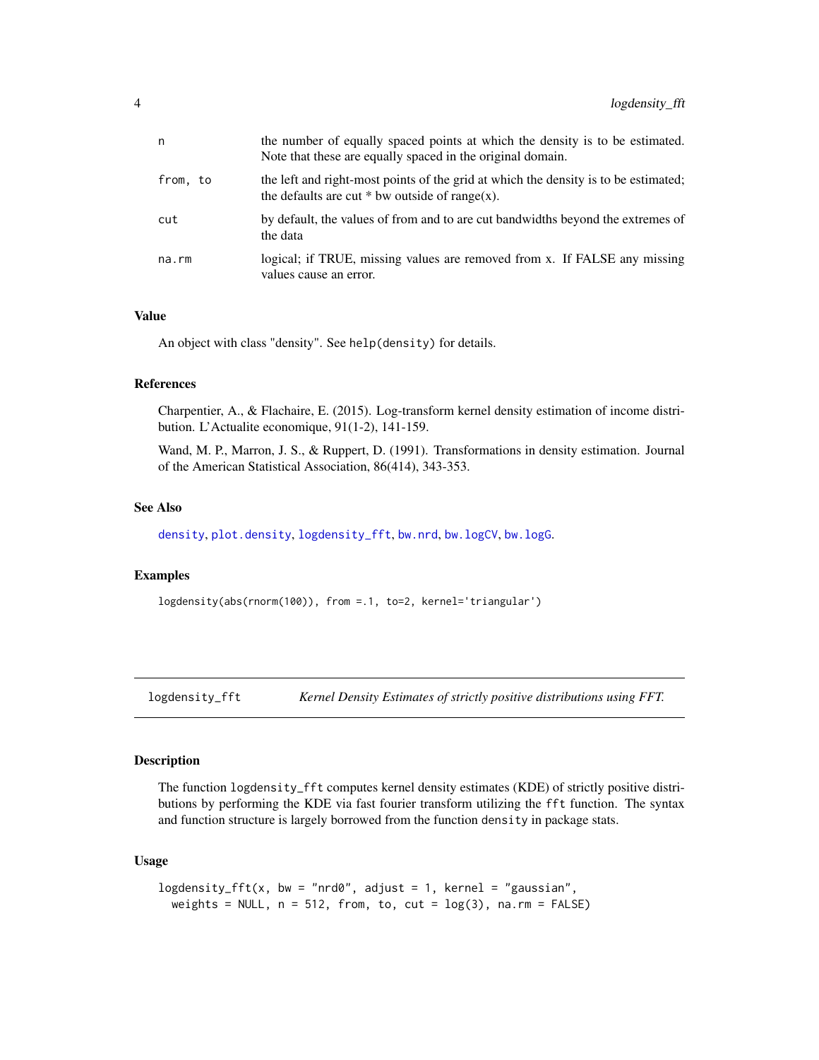| | |
|---|---|
| n | the number of equally spaced points at which the density is to be estimated. Note that these are equally spaced in the original domain. |
| from, to | the left and right-most points of the grid at which the density is to be estimated; the defaults are cut * bw outside of range(x). |
| cut | by default, the values of from and to are cut bandwidths beyond the extremes of the data |
| na.rm | logical; if TRUE, missing values are removed from x. If FALSE any missing values cause an error. |

### Value

An object with class "density". See `help(density)` for details.

### References

Charpentier, A., & Flachaire, E. (2015). Log-transform kernel density estimation of income distribution. L'Actualite economique, 91(1-2), 141-159.

Wand, M. P., Marron, J. S., & Ruppert, D. (1991). Transformations in density estimation. Journal of the American Statistical Association, 86(414), 343-353.

### See Also

density, plot.density, logdensity_fft, bw.nrd, bw.logCV, bw.logG.

### Examples

```
logdensity(abs(rnorm(100)), from =.1, to=2, kernel='triangular')
```

---

## logdensity_fft — *Kernel Density Estimates of strictly positive distributions using FFT.*

### Description

The function `logdensity_fft` computes kernel density estimates (KDE) of strictly positive distributions by performing the KDE via fast fourier transform utilizing the `fft` function. The syntax and function structure is largely borrowed from the function `density` in package stats.

### Usage

```
logdensity_fft(x, bw = "nrd0", adjust = 1, kernel = "gaussian",
  weights = NULL, n = 512, from, to, cut = log(3), na.rm = FALSE)
```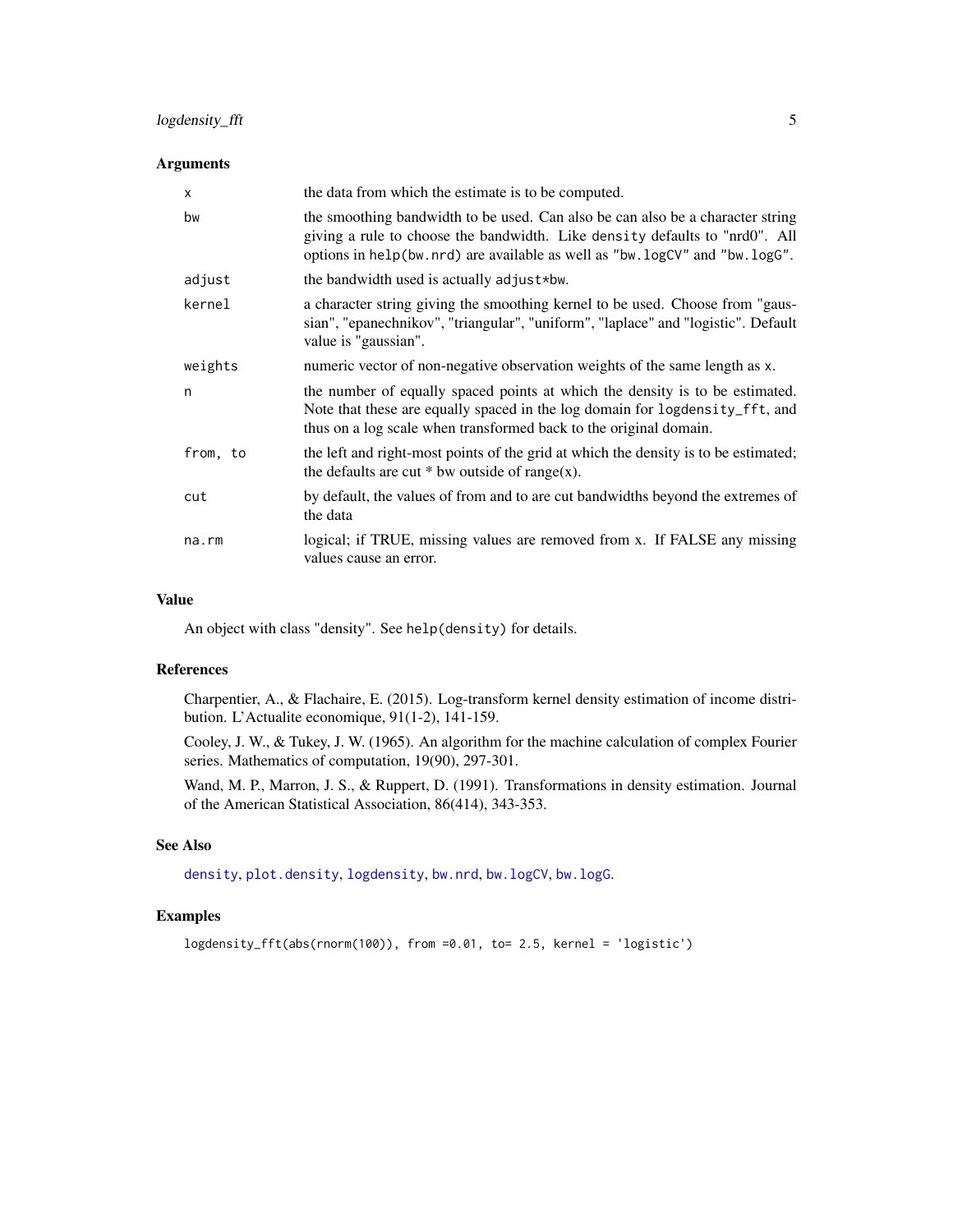## Arguments

| | |
|---|---|
| `x` | the data from which the estimate is to be computed. |
| `bw` | the smoothing bandwidth to be used. Can also be can also be a character string giving a rule to choose the bandwidth. Like `density` defaults to "nrd0". All options in `help(bw.nrd)` are available as well as `"bw.logCV"` and `"bw.logG"`. |
| `adjust` | the bandwidth used is actually `adjust*bw`. |
| `kernel` | a character string giving the smoothing kernel to be used. Choose from "gaussian", "epanechnikov", "triangular", "uniform", "laplace" and "logistic". Default value is "gaussian". |
| `weights` | numeric vector of non-negative observation weights of the same length as `x`. |
| `n` | the number of equally spaced points at which the density is to be estimated. Note that these are equally spaced in the log domain for `logdensity_fft`, and thus on a log scale when transformed back to the original domain. |
| `from, to` | the left and right-most points of the grid at which the density is to be estimated; the defaults are cut * bw outside of range(x). |
| `cut` | by default, the values of from and to are cut bandwidths beyond the extremes of the data |
| `na.rm` | logical; if TRUE, missing values are removed from x. If FALSE any missing values cause an error. |

## Value

An object with class "density". See `help(density)` for details.

## References

Charpentier, A., & Flachaire, E. (2015). Log-transform kernel density estimation of income distribution. L'Actualite economique, 91(1-2), 141-159.

Cooley, J. W., & Tukey, J. W. (1965). An algorithm for the machine calculation of complex Fourier series. Mathematics of computation, 19(90), 297-301.

Wand, M. P., Marron, J. S., & Ruppert, D. (1991). Transformations in density estimation. Journal of the American Statistical Association, 86(414), 343-353.

## See Also

`density`, `plot.density`, `logdensity`, `bw.nrd`, `bw.logCV`, `bw.logG`.

## Examples

```
logdensity_fft(abs(rnorm(100)), from =0.01, to= 2.5, kernel = 'logistic')
```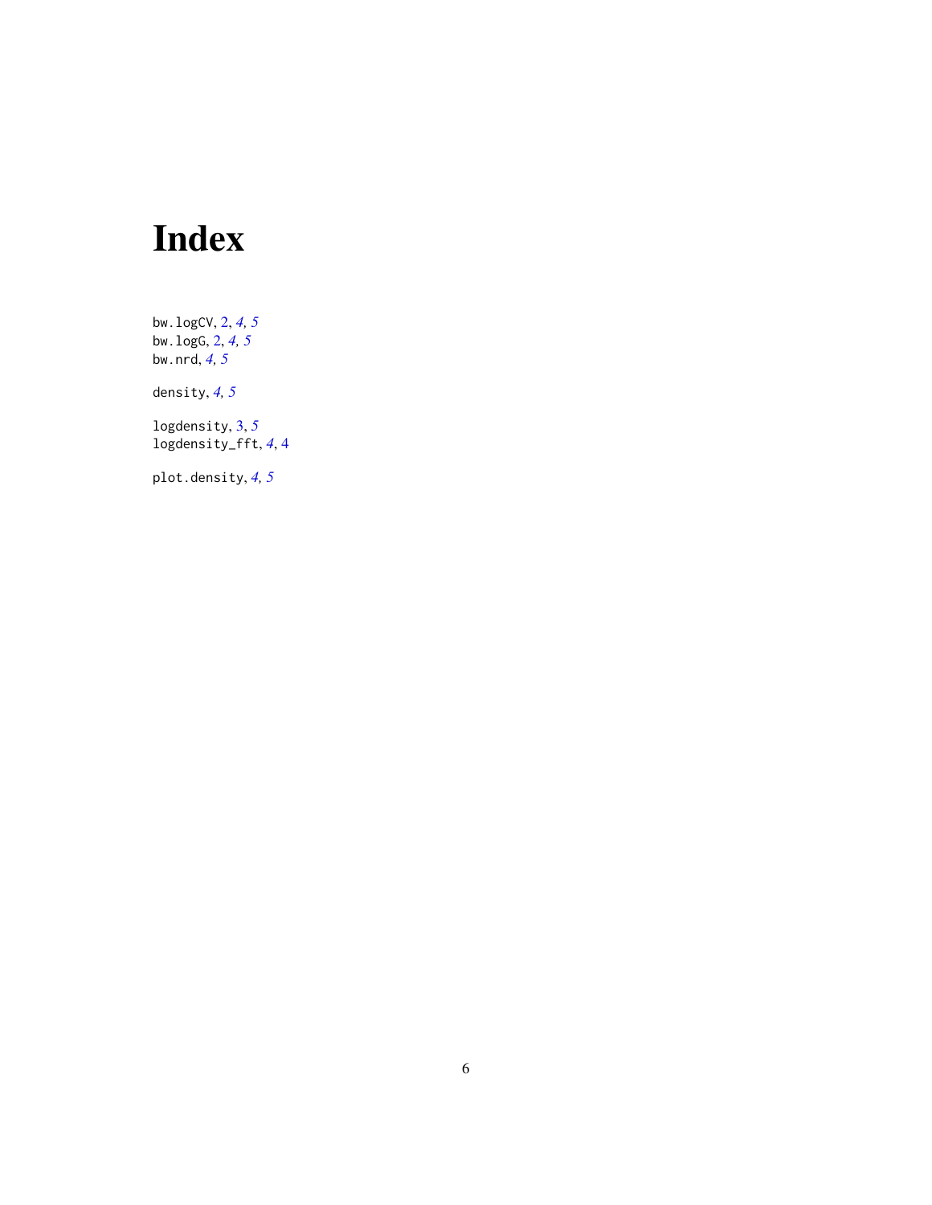# Index

bw.logCV, 2, *4, 5*
bw.logG, 2, *4, 5*
bw.nrd, *4, 5*

density, *4, 5*

logdensity, 3, *5*
logdensity_fft, *4*, 4

plot.density, *4, 5*